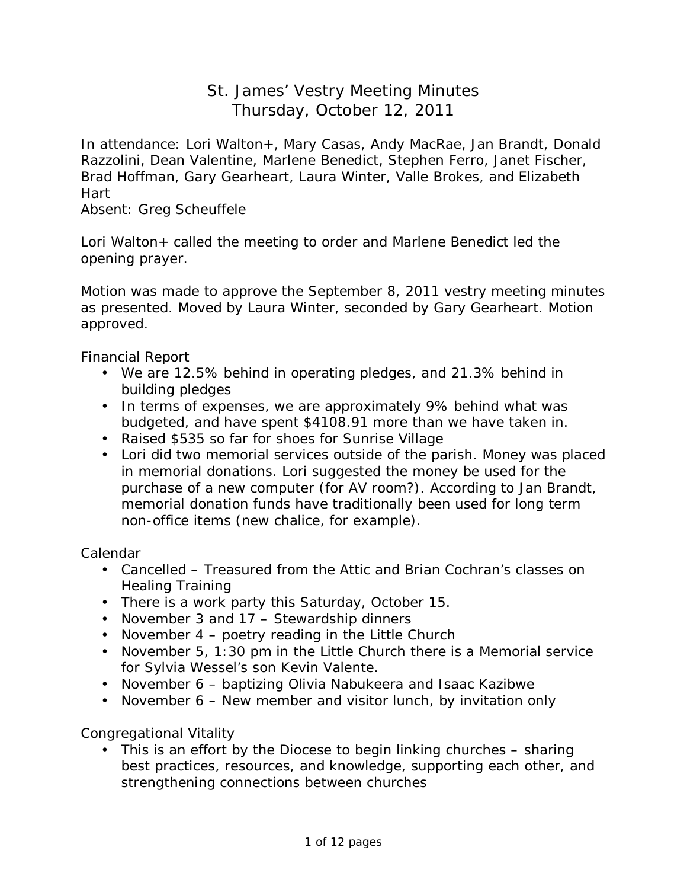# St. James' Vestry Meeting Minutes
## Thursday, October 12, 2011

In attendance: Lori Walton+, Mary Casas, Andy MacRae, Jan Brandt, Donald Razzolini, Dean Valentine, Marlene Benedict, Stephen Ferro, Janet Fischer, Brad Hoffman, Gary Gearheart, Laura Winter, Valle Brokes, and Elizabeth Hart

Absent: Greg Scheuffele

Lori Walton+ called the meeting to order and Marlene Benedict led the opening prayer.

Motion was made to approve the September 8, 2011 vestry meeting minutes as presented. Moved by Laura Winter, seconded by Gary Gearheart. Motion approved.

Financial Report

- We are 12.5% behind in operating pledges, and 21.3% behind in building pledges
- In terms of expenses, we are approximately 9% behind what was budgeted, and have spent $4108.91 more than we have taken in.
- Raised $535 so far for shoes for Sunrise Village
- Lori did two memorial services outside of the parish. Money was placed in memorial donations. Lori suggested the money be used for the purchase of a new computer (for AV room?). According to Jan Brandt, memorial donation funds have traditionally been used for long term non-office items (new chalice, for example).

Calendar

- Cancelled – Treasured from the Attic and Brian Cochran's classes on Healing Training
- There is a work party this Saturday, October 15.
- November 3 and 17 – Stewardship dinners
- November 4 – poetry reading in the Little Church
- November 5, 1:30 pm in the Little Church there is a Memorial service for Sylvia Wessel's son Kevin Valente.
- November 6 – baptizing Olivia Nabukeera and Isaac Kazibwe
- November 6 – New member and visitor lunch, by invitation only

Congregational Vitality

- This is an effort by the Diocese to begin linking churches – sharing best practices, resources, and knowledge, supporting each other, and strengthening connections between churches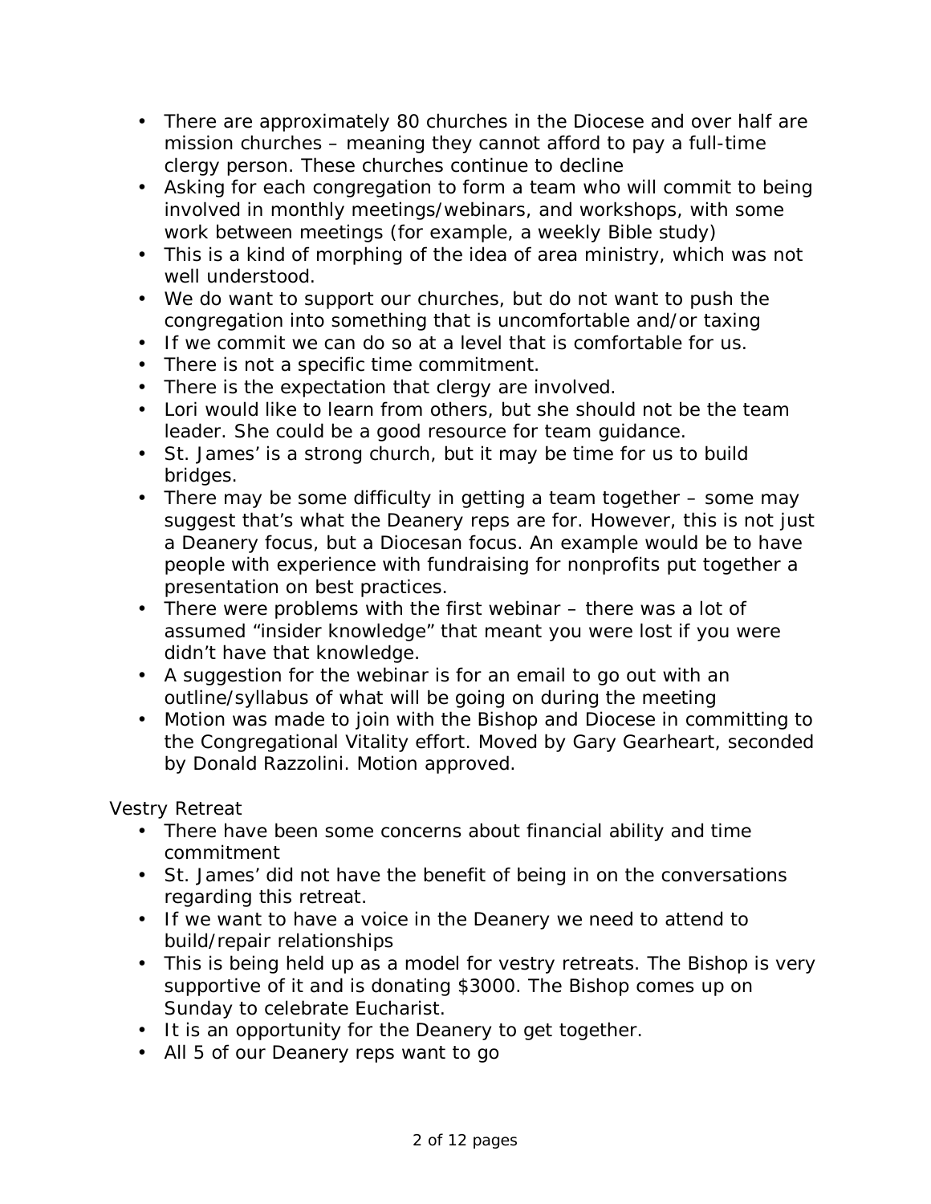- There are approximately 80 churches in the Diocese and over half are mission churches – meaning they cannot afford to pay a full-time clergy person. These churches continue to decline
- Asking for each congregation to form a team who will commit to being involved in monthly meetings/webinars, and workshops, with some work between meetings (for example, a weekly Bible study)
- This is a kind of morphing of the idea of area ministry, which was not well understood.
- We do want to support our churches, but do not want to push the congregation into something that is uncomfortable and/or taxing
- If we commit we can do so at a level that is comfortable for us.
- There is not a specific time commitment.
- There is the expectation that clergy are involved.
- Lori would like to learn from others, but she should not be the team leader. She could be a good resource for team guidance.
- St. James' is a strong church, but it may be time for us to build bridges.
- There may be some difficulty in getting a team together – some may suggest that's what the Deanery reps are for. However, this is not just a Deanery focus, but a Diocesan focus. An example would be to have people with experience with fundraising for nonprofits put together a presentation on best practices.
- There were problems with the first webinar – there was a lot of assumed "insider knowledge" that meant you were lost if you were didn't have that knowledge.
- A suggestion for the webinar is for an email to go out with an outline/syllabus of what will be going on during the meeting
- Motion was made to join with the Bishop and Diocese in committing to the Congregational Vitality effort. Moved by Gary Gearheart, seconded by Donald Razzolini. Motion approved.

Vestry Retreat

- There have been some concerns about financial ability and time commitment
- St. James' did not have the benefit of being in on the conversations regarding this retreat.
- If we want to have a voice in the Deanery we need to attend to build/repair relationships
- This is being held up as a model for vestry retreats. The Bishop is very supportive of it and is donating $3000. The Bishop comes up on Sunday to celebrate Eucharist.
- It is an opportunity for the Deanery to get together.
- All 5 of our Deanery reps want to go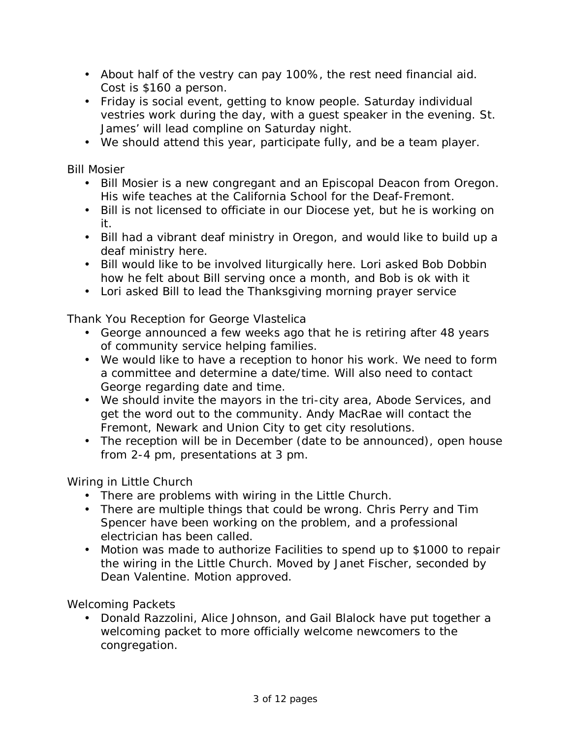- About half of the vestry can pay 100%, the rest need financial aid. Cost is $160 a person.
- Friday is social event, getting to know people. Saturday individual vestries work during the day, with a guest speaker in the evening. St. James' will lead compline on Saturday night.
- We should attend this year, participate fully, and be a team player.

Bill Mosier

- Bill Mosier is a new congregant and an Episcopal Deacon from Oregon. His wife teaches at the California School for the Deaf-Fremont.
- Bill is not licensed to officiate in our Diocese yet, but he is working on it.
- Bill had a vibrant deaf ministry in Oregon, and would like to build up a deaf ministry here.
- Bill would like to be involved liturgically here. Lori asked Bob Dobbin how he felt about Bill serving once a month, and Bob is ok with it
- Lori asked Bill to lead the Thanksgiving morning prayer service

Thank You Reception for George Vlastelica

- George announced a few weeks ago that he is retiring after 48 years of community service helping families.
- We would like to have a reception to honor his work. We need to form a committee and determine a date/time. Will also need to contact George regarding date and time.
- We should invite the mayors in the tri-city area, Abode Services, and get the word out to the community. Andy MacRae will contact the Fremont, Newark and Union City to get city resolutions.
- The reception will be in December (date to be announced), open house from 2-4 pm, presentations at 3 pm.

Wiring in Little Church

- There are problems with wiring in the Little Church.
- There are multiple things that could be wrong. Chris Perry and Tim Spencer have been working on the problem, and a professional electrician has been called.
- Motion was made to authorize Facilities to spend up to $1000 to repair the wiring in the Little Church. Moved by Janet Fischer, seconded by Dean Valentine. Motion approved.

Welcoming Packets

- Donald Razzolini, Alice Johnson, and Gail Blalock have put together a welcoming packet to more officially welcome newcomers to the congregation.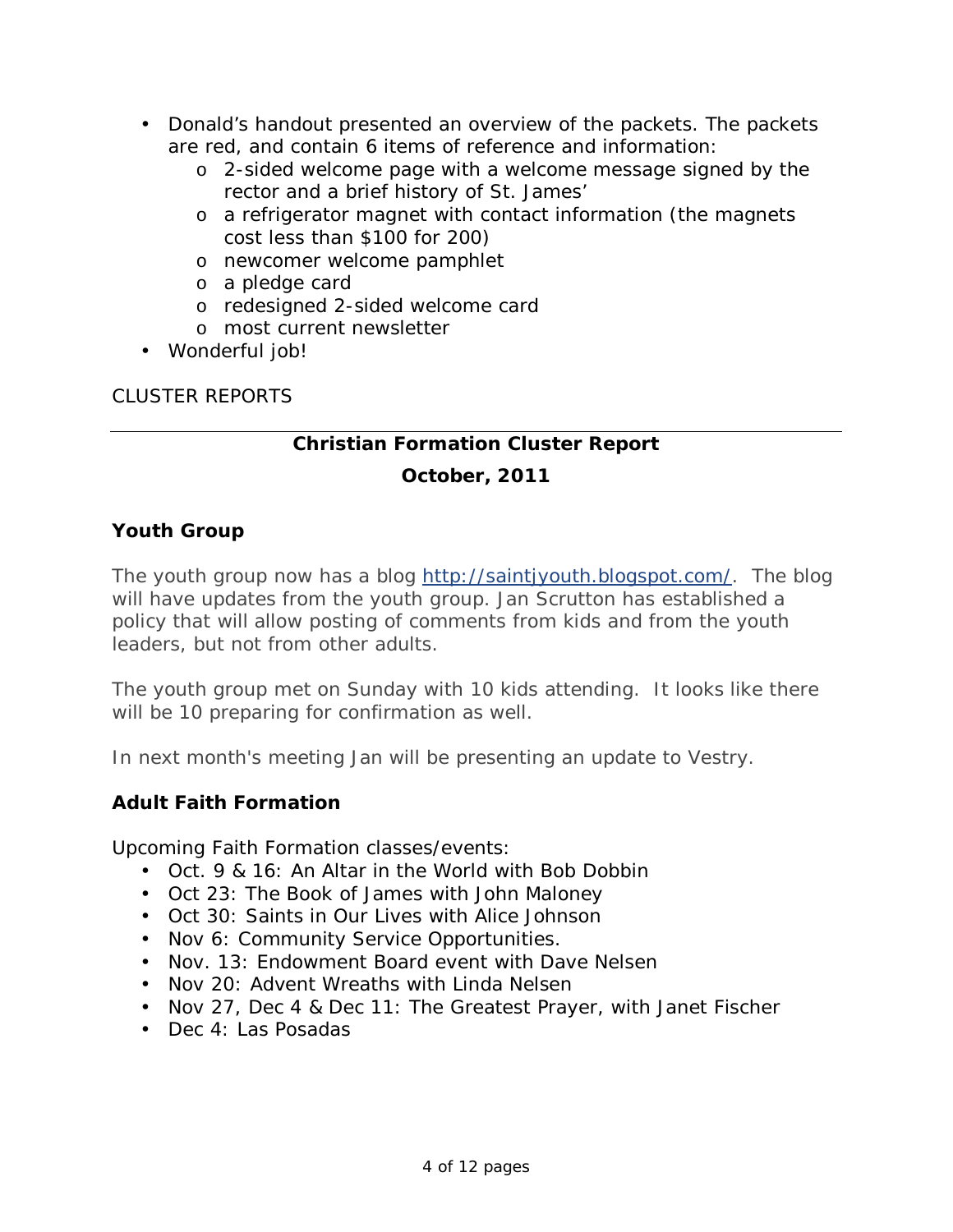- Donald's handout presented an overview of the packets. The packets are red, and contain 6 items of reference and information:
  - 2-sided welcome page with a welcome message signed by the rector and a brief history of St. James'
  - a refrigerator magnet with contact information (the magnets cost less than $100 for 200)
  - newcomer welcome pamphlet
  - a pledge card
  - redesigned 2-sided welcome card
  - most current newsletter
- Wonderful job!

CLUSTER REPORTS

---

**Christian Formation Cluster Report**

**October, 2011**

### Youth Group

The youth group now has a blog http://saintjyouth.blogspot.com/. The blog will have updates from the youth group. Jan Scrutton has established a policy that will allow posting of comments from kids and from the youth leaders, but not from other adults.

The youth group met on Sunday with 10 kids attending. It looks like there will be 10 preparing for confirmation as well.

In next month's meeting Jan will be presenting an update to Vestry.

### Adult Faith Formation

Upcoming Faith Formation classes/events:

- Oct. 9 & 16: An Altar in the World with Bob Dobbin
- Oct 23: The Book of James with John Maloney
- Oct 30: Saints in Our Lives with Alice Johnson
- Nov 6: Community Service Opportunities.
- Nov. 13: Endowment Board event with Dave Nelsen
- Nov 20: Advent Wreaths with Linda Nelsen
- Nov 27, Dec 4 & Dec 11: The Greatest Prayer, with Janet Fischer
- Dec 4: Las Posadas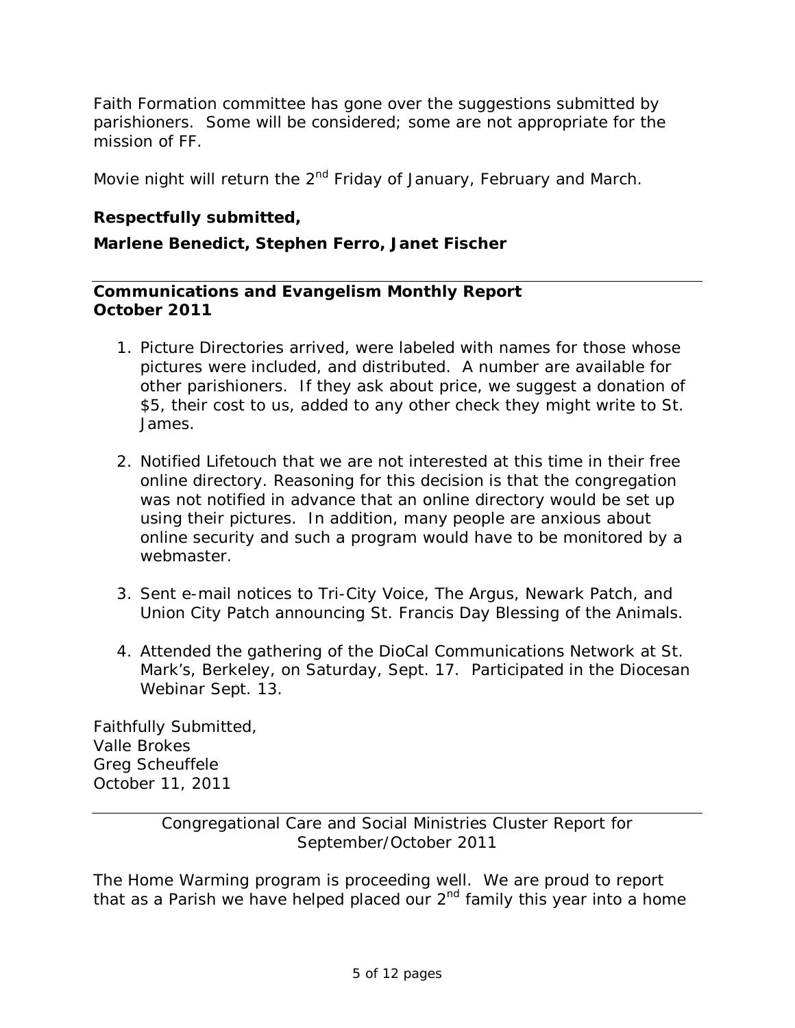Faith Formation committee has gone over the suggestions submitted by parishioners. Some will be considered; some are not appropriate for the mission of FF.

Movie night will return the 2nd Friday of January, February and March.

**Respectfully submitted,**

**Marlene Benedict, Stephen Ferro, Janet Fischer**

---

**Communications and Evangelism Monthly Report**
**October 2011**

1. Picture Directories arrived, were labeled with names for those whose pictures were included, and distributed. A number are available for other parishioners. If they ask about price, we suggest a donation of $5, their cost to us, added to any other check they might write to St. James.

2. Notified Lifetouch that we are not interested at this time in their free online directory. Reasoning for this decision is that the congregation was not notified in advance that an online directory would be set up using their pictures. In addition, many people are anxious about online security and such a program would have to be monitored by a webmaster.

3. Sent e-mail notices to Tri-City Voice, The Argus, Newark Patch, and Union City Patch announcing St. Francis Day Blessing of the Animals.

4. Attended the gathering of the DioCal Communications Network at St. Mark's, Berkeley, on Saturday, Sept. 17. Participated in the Diocesan Webinar Sept. 13.

Faithfully Submitted,
Valle Brokes
Greg Scheuffele
October 11, 2011

---

Congregational Care and Social Ministries Cluster Report for September/October 2011

The Home Warming program is proceeding well. We are proud to report that as a Parish we have helped placed our 2nd family this year into a home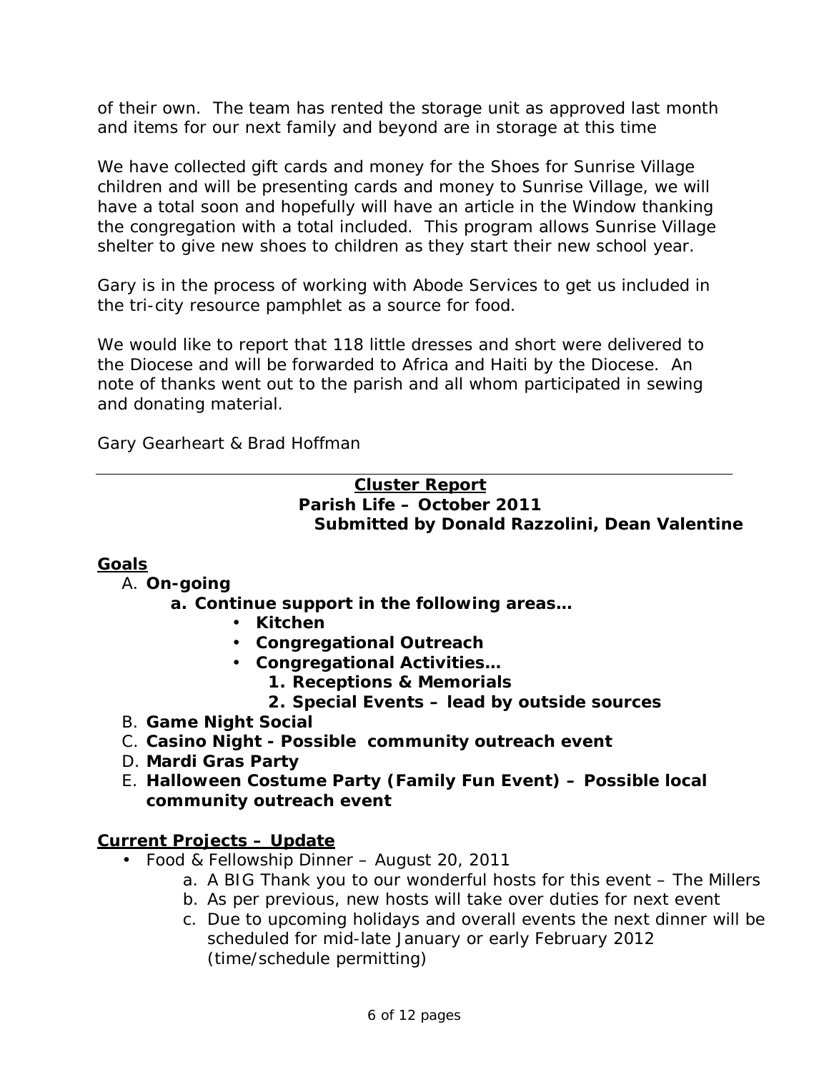of their own. The team has rented the storage unit as approved last month and items for our next family and beyond are in storage at this time

We have collected gift cards and money for the Shoes for Sunrise Village children and will be presenting cards and money to Sunrise Village, we will have a total soon and hopefully will have an article in the Window thanking the congregation with a total included. This program allows Sunrise Village shelter to give new shoes to children as they start their new school year.

Gary is in the process of working with Abode Services to get us included in the tri-city resource pamphlet as a source for food.

We would like to report that 118 little dresses and short were delivered to the Diocese and will be forwarded to Africa and Haiti by the Diocese. An note of thanks went out to the parish and all whom participated in sewing and donating material.

Gary Gearheart & Brad Hoffman

---

## Cluster Report
**Parish Life – October 2011**
**Submitted by Donald Razzolini, Dean Valentine**

### Goals

A. **On-going**
   - a. **Continue support in the following areas…**
     - **Kitchen**
     - **Congregational Outreach**
     - **Congregational Activities…**
       1. **Receptions & Memorials**
       2. **Special Events – lead by outside sources**

B. **Game Night Social**

C. **Casino Night - Possible community outreach event**

D. **Mardi Gras Party**

E. **Halloween Costume Party (Family Fun Event) – Possible local community outreach event**

### Current Projects – Update

- Food & Fellowship Dinner – August 20, 2011
  - a. A BIG Thank you to our wonderful hosts for this event – The Millers
  - b. As per previous, new hosts will take over duties for next event
  - c. Due to upcoming holidays and overall events the next dinner will be scheduled for mid-late January or early February 2012 (time/schedule permitting)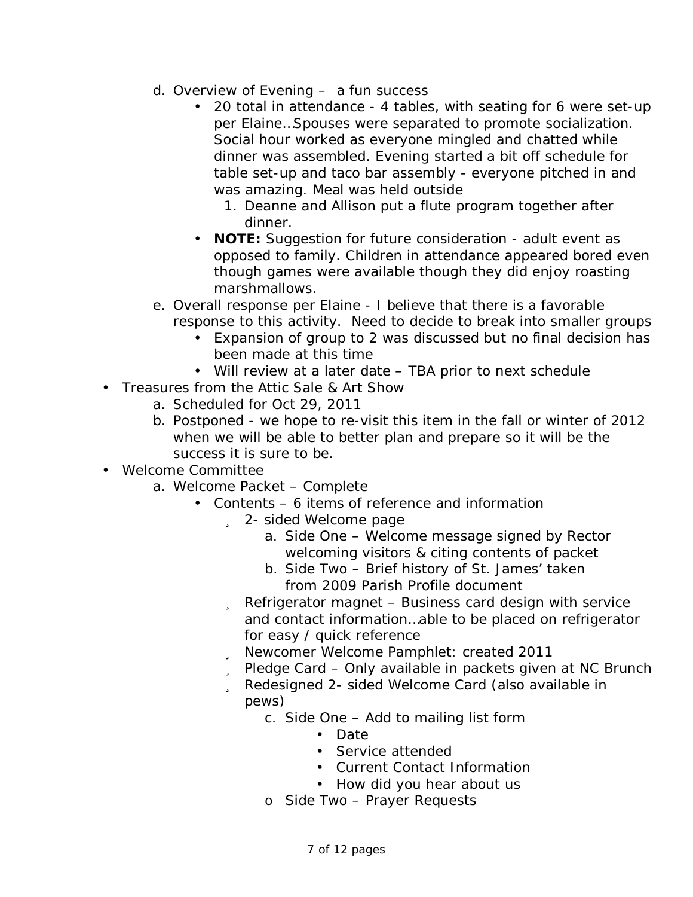d. Overview of Evening – a fun success
    - 20 total in attendance - 4 tables, with seating for 6 were set-up per Elaine…Spouses were separated to promote socialization. Social hour worked as everyone mingled and chatted while dinner was assembled. Evening started a bit off schedule for table set-up and taco bar assembly - everyone pitched in and was amazing. Meal was held outside
        1. Deanne and Allison put a flute program together after dinner.
    - **NOTE:** Suggestion for future consideration - adult event as opposed to family. Children in attendance appeared bored even though games were available though they did enjoy roasting marshmallows.

e. Overall response per Elaine - I believe that there is a favorable response to this activity. Need to decide to break into smaller groups
    - Expansion of group to 2 was discussed but no final decision has been made at this time
    - Will review at a later date – TBA prior to next schedule

- Treasures from the Attic Sale & Art Show
    a. Scheduled for Oct 29, 2011
    b. Postponed - we hope to re-visit this item in the fall or winter of 2012 when we will be able to better plan and prepare so it will be the success it is sure to be.
- Welcome Committee
    a. Welcome Packet – Complete
        - Contents – 6 items of reference and information
            - 2- sided Welcome page
                a. Side One – Welcome message signed by Rector welcoming visitors & citing contents of packet
                b. Side Two – Brief history of St. James' taken from 2009 Parish Profile document
            - Refrigerator magnet – Business card design with service and contact information…able to be placed on refrigerator for easy / quick reference
            - Newcomer Welcome Pamphlet: created 2011
            - Pledge Card – Only available in packets given at NC Brunch
            - Redesigned 2- sided Welcome Card (also available in pews)
                c. Side One – Add to mailing list form
                    - Date
                    - Service attended
                    - Current Contact Information
                    - How did you hear about us
                - Side Two – Prayer Requests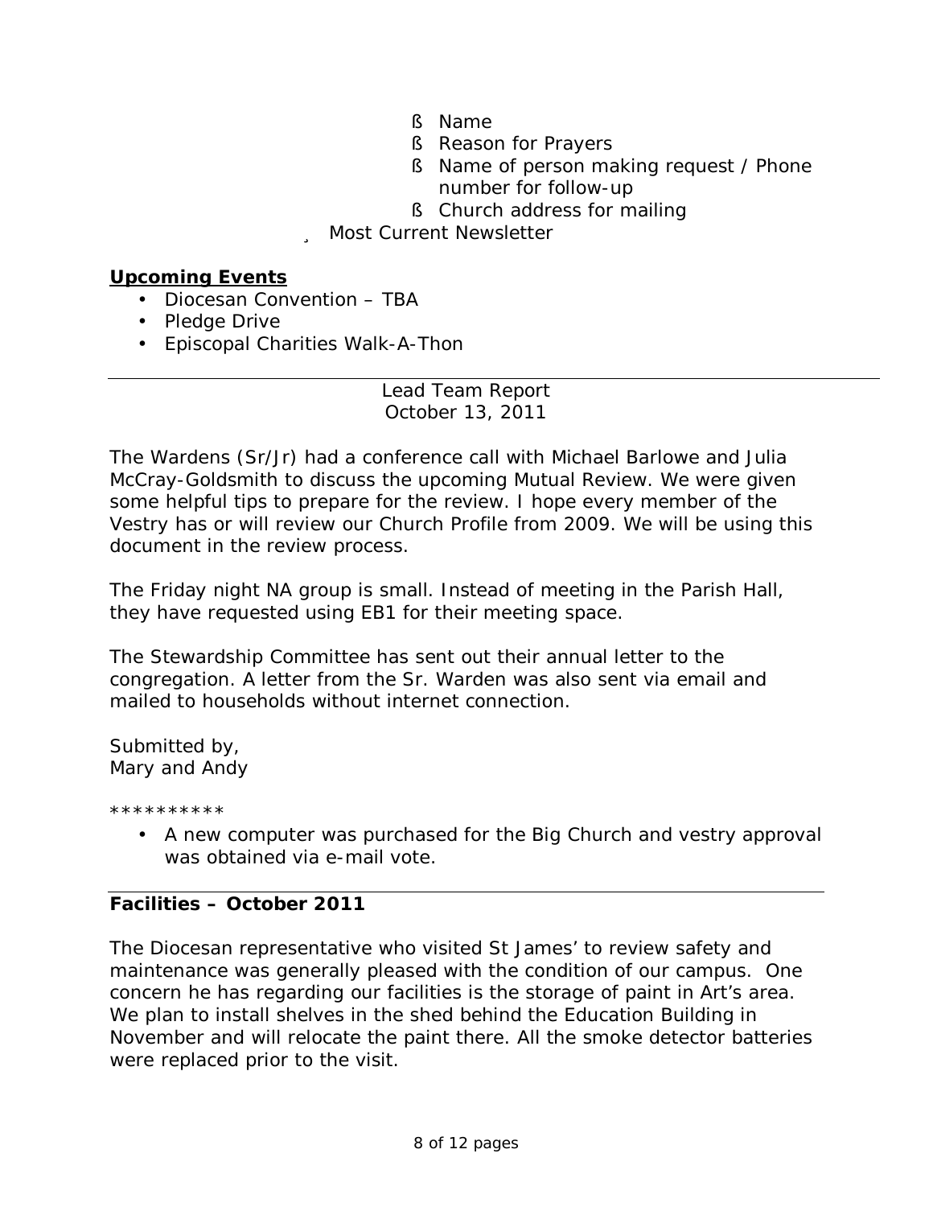- Name
      - Reason for Prayers
      - Name of person making request / Phone number for follow-up
      - Church address for mailing
   - Most Current Newsletter

**Upcoming Events**

- Diocesan Convention – TBA
- Pledge Drive
- Episcopal Charities Walk-A-Thon

---

Lead Team Report
October 13, 2011

The Wardens (Sr/Jr) had a conference call with Michael Barlowe and Julia McCray-Goldsmith to discuss the upcoming Mutual Review. We were given some helpful tips to prepare for the review. I hope every member of the Vestry has or will review our Church Profile from 2009. We will be using this document in the review process.

The Friday night NA group is small. Instead of meeting in the Parish Hall, they have requested using EB1 for their meeting space.

The Stewardship Committee has sent out their annual letter to the congregation. A letter from the Sr. Warden was also sent via email and mailed to households without internet connection.

Submitted by,
Mary and Andy

**********

- A new computer was purchased for the Big Church and vestry approval was obtained via e-mail vote.

---

**Facilities – October 2011**

The Diocesan representative who visited St James' to review safety and maintenance was generally pleased with the condition of our campus. One concern he has regarding our facilities is the storage of paint in Art's area. We plan to install shelves in the shed behind the Education Building in November and will relocate the paint there. All the smoke detector batteries were replaced prior to the visit.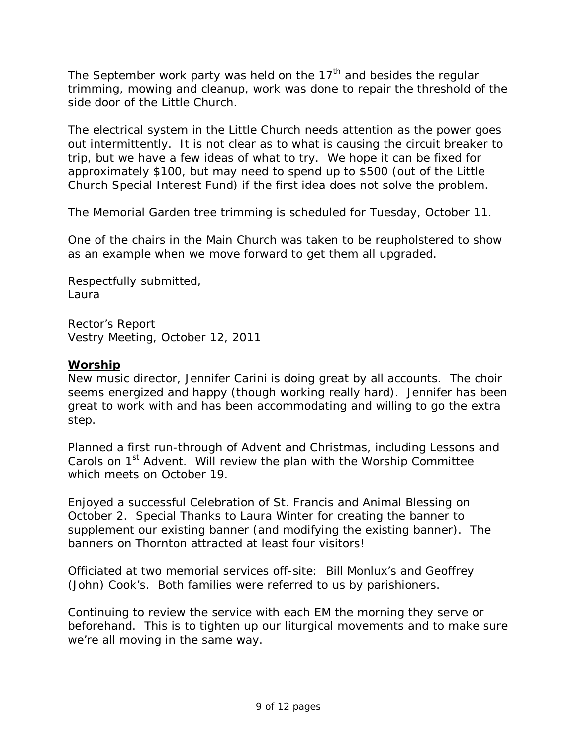The September work party was held on the 17th and besides the regular trimming, mowing and cleanup, work was done to repair the threshold of the side door of the Little Church.

The electrical system in the Little Church needs attention as the power goes out intermittently. It is not clear as to what is causing the circuit breaker to trip, but we have a few ideas of what to try. We hope it can be fixed for approximately $100, but may need to spend up to $500 (out of the Little Church Special Interest Fund) if the first idea does not solve the problem.

The Memorial Garden tree trimming is scheduled for Tuesday, October 11.

One of the chairs in the Main Church was taken to be reupholstered to show as an example when we move forward to get them all upgraded.

Respectfully submitted,
Laura

---

Rector's Report
Vestry Meeting, October 12, 2011

**Worship**

New music director, Jennifer Carini is doing great by all accounts. The choir seems energized and happy (though working really hard). Jennifer has been great to work with and has been accommodating and willing to go the extra step.

Planned a first run-through of Advent and Christmas, including Lessons and Carols on 1st Advent. Will review the plan with the Worship Committee which meets on October 19.

Enjoyed a successful Celebration of St. Francis and Animal Blessing on October 2. Special Thanks to Laura Winter for creating the banner to supplement our existing banner (and modifying the existing banner). The banners on Thornton attracted at least four visitors!

Officiated at two memorial services off-site: Bill Monlux's and Geoffrey (John) Cook's. Both families were referred to us by parishioners.

Continuing to review the service with each EM the morning they serve or beforehand. This is to tighten up our liturgical movements and to make sure we're all moving in the same way.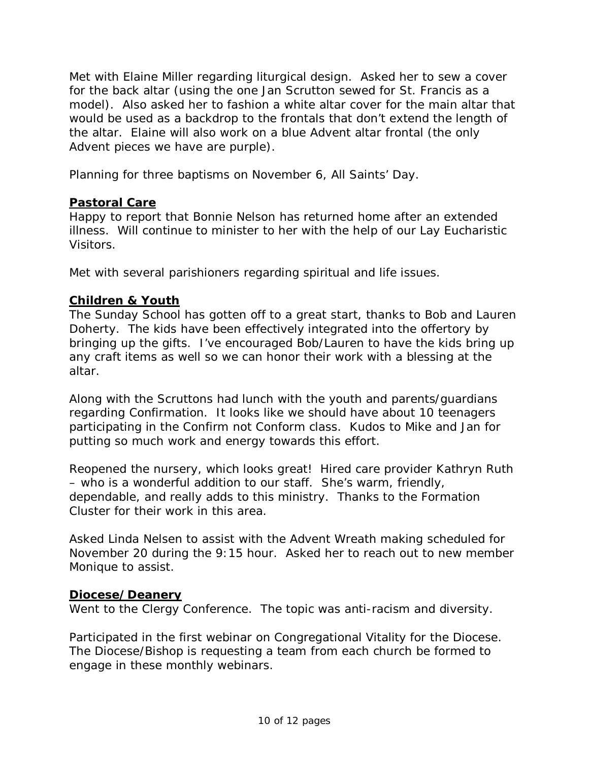Met with Elaine Miller regarding liturgical design. Asked her to sew a cover for the back altar (using the one Jan Scrutton sewed for St. Francis as a model). Also asked her to fashion a white altar cover for the main altar that would be used as a backdrop to the frontals that don't extend the length of the altar. Elaine will also work on a blue Advent altar frontal (the only Advent pieces we have are purple).

Planning for three baptisms on November 6, All Saints' Day.

**Pastoral Care**

Happy to report that Bonnie Nelson has returned home after an extended illness. Will continue to minister to her with the help of our Lay Eucharistic Visitors.

Met with several parishioners regarding spiritual and life issues.

**Children & Youth**

The Sunday School has gotten off to a great start, thanks to Bob and Lauren Doherty. The kids have been effectively integrated into the offertory by bringing up the gifts. I've encouraged Bob/Lauren to have the kids bring up any craft items as well so we can honor their work with a blessing at the altar.

Along with the Scruttons had lunch with the youth and parents/guardians regarding Confirmation. It looks like we should have about 10 teenagers participating in the Confirm not Conform class. Kudos to Mike and Jan for putting so much work and energy towards this effort.

Reopened the nursery, which looks great! Hired care provider Kathryn Ruth – who is a wonderful addition to our staff. She's warm, friendly, dependable, and really adds to this ministry. Thanks to the Formation Cluster for their work in this area.

Asked Linda Nelsen to assist with the Advent Wreath making scheduled for November 20 during the 9:15 hour. Asked her to reach out to new member Monique to assist.

**Diocese/Deanery**

Went to the Clergy Conference. The topic was anti-racism and diversity.

Participated in the first webinar on Congregational Vitality for the Diocese. The Diocese/Bishop is requesting a team from each church be formed to engage in these monthly webinars.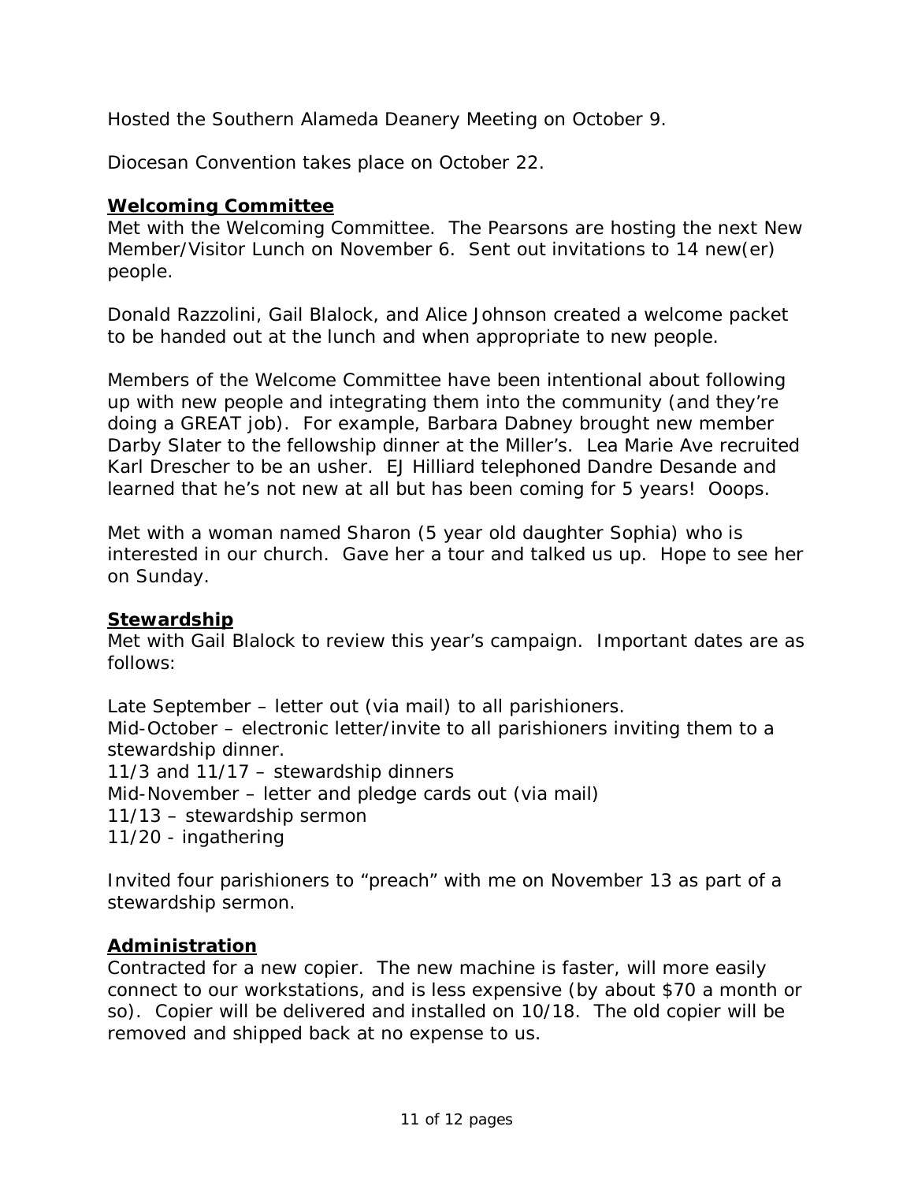Hosted the Southern Alameda Deanery Meeting on October 9.

Diocesan Convention takes place on October 22.

## **Welcoming Committee**

Met with the Welcoming Committee. The Pearsons are hosting the next New Member/Visitor Lunch on November 6. Sent out invitations to 14 new(er) people.

Donald Razzolini, Gail Blalock, and Alice Johnson created a welcome packet to be handed out at the lunch and when appropriate to new people.

Members of the Welcome Committee have been intentional about following up with new people and integrating them into the community (and they're doing a GREAT job). For example, Barbara Dabney brought new member Darby Slater to the fellowship dinner at the Miller's. Lea Marie Ave recruited Karl Drescher to be an usher. EJ Hilliard telephoned Dandre Desande and learned that he's not new at all but has been coming for 5 years! Ooops.

Met with a woman named Sharon (5 year old daughter Sophia) who is interested in our church. Gave her a tour and talked us up. Hope to see her on Sunday.

## **Stewardship**

Met with Gail Blalock to review this year's campaign. Important dates are as follows:

Late September – letter out (via mail) to all parishioners.
Mid-October – electronic letter/invite to all parishioners inviting them to a stewardship dinner.
11/3 and 11/17 – stewardship dinners
Mid-November – letter and pledge cards out (via mail)
11/13 – stewardship sermon
11/20 - ingathering

Invited four parishioners to "preach" with me on November 13 as part of a stewardship sermon.

## **Administration**

Contracted for a new copier. The new machine is faster, will more easily connect to our workstations, and is less expensive (by about $70 a month or so). Copier will be delivered and installed on 10/18. The old copier will be removed and shipped back at no expense to us.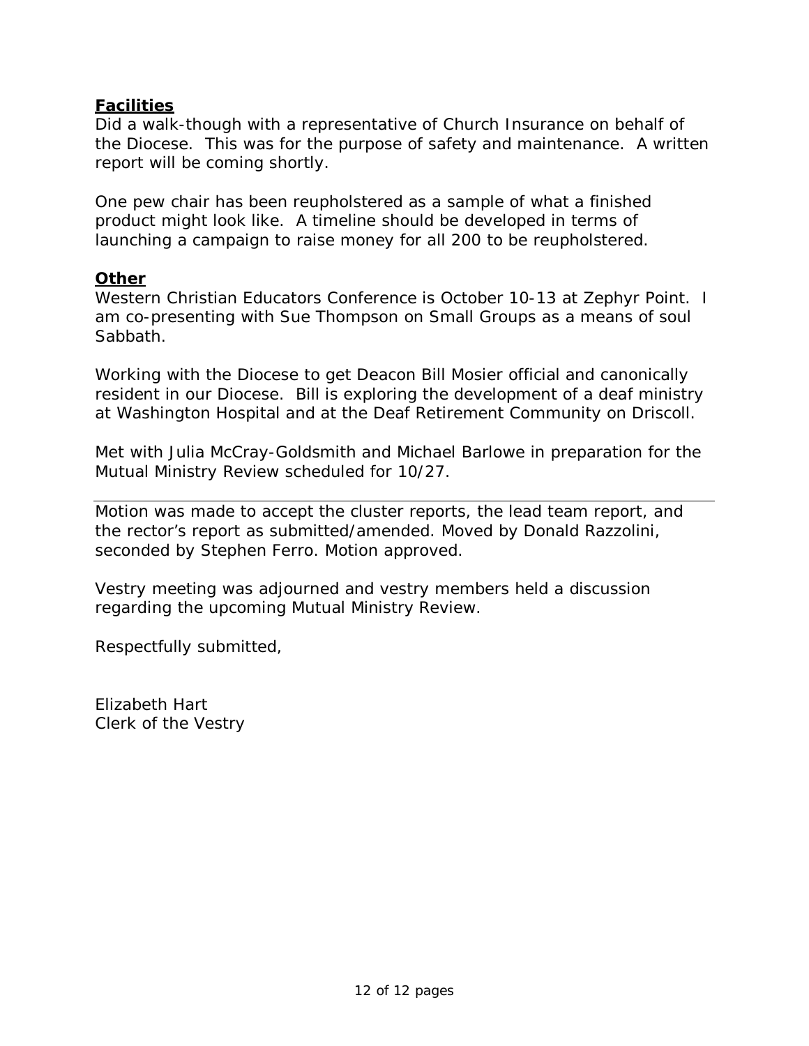**Facilities**

Did a walk-though with a representative of Church Insurance on behalf of the Diocese. This was for the purpose of safety and maintenance. A written report will be coming shortly.

One pew chair has been reupholstered as a sample of what a finished product might look like. A timeline should be developed in terms of launching a campaign to raise money for all 200 to be reupholstered.

**Other**

Western Christian Educators Conference is October 10-13 at Zephyr Point. I am co-presenting with Sue Thompson on Small Groups as a means of soul Sabbath.

Working with the Diocese to get Deacon Bill Mosier official and canonically resident in our Diocese. Bill is exploring the development of a deaf ministry at Washington Hospital and at the Deaf Retirement Community on Driscoll.

Met with Julia McCray-Goldsmith and Michael Barlowe in preparation for the Mutual Ministry Review scheduled for 10/27.

---

Motion was made to accept the cluster reports, the lead team report, and the rector's report as submitted/amended. Moved by Donald Razzolini, seconded by Stephen Ferro. Motion approved.

Vestry meeting was adjourned and vestry members held a discussion regarding the upcoming Mutual Ministry Review.

Respectfully submitted,

Elizabeth Hart
Clerk of the Vestry